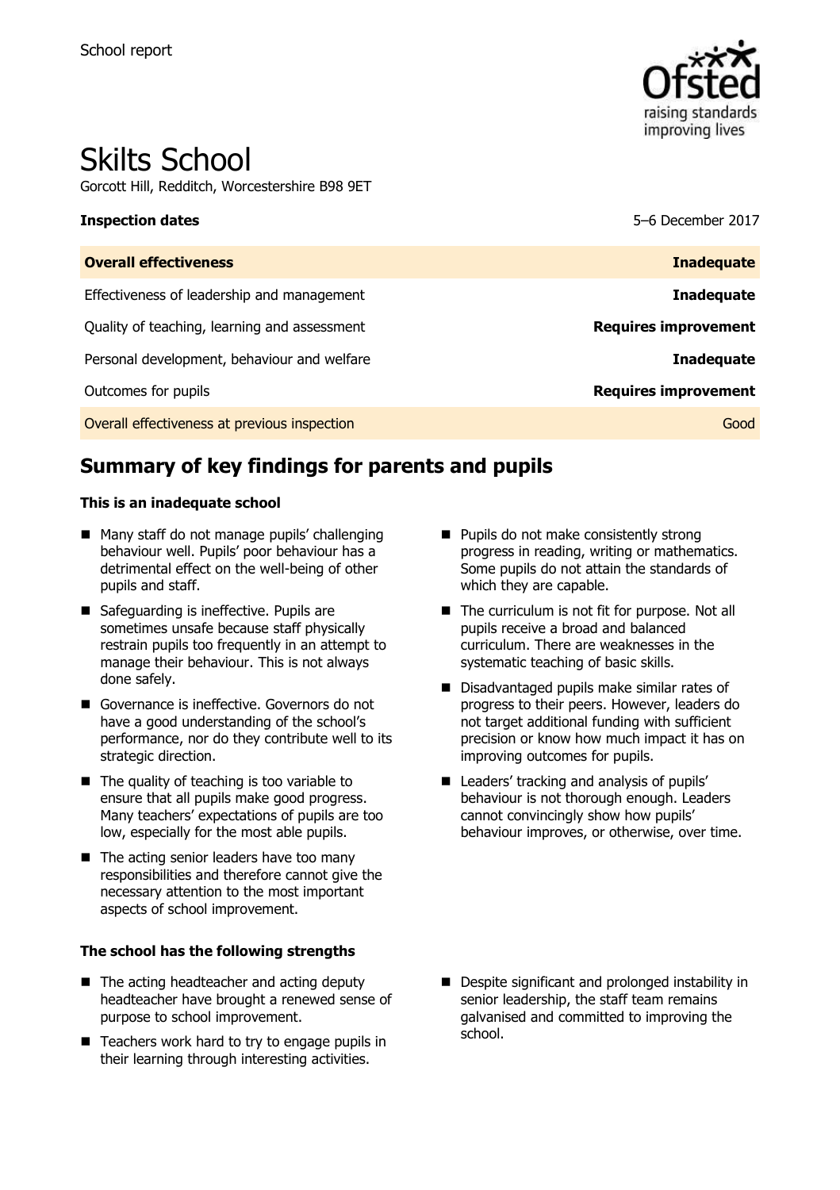School report

# Skilts School

Gorcott Hill, Redditch, Worcestershire B98 9ET

**Inspection dates** 5–6 December 2017

| | |
|---|---|
| **Overall effectiveness** | **Inadequate** |
| Effectiveness of leadership and management | **Inadequate** |
| Quality of teaching, learning and assessment | **Requires improvement** |
| Personal development, behaviour and welfare | **Inadequate** |
| Outcomes for pupils | **Requires improvement** |
| Overall effectiveness at previous inspection | Good |

## Summary of key findings for parents and pupils

**This is an inadequate school**

- Many staff do not manage pupils' challenging behaviour well. Pupils' poor behaviour has a detrimental effect on the well-being of other pupils and staff.
- Safeguarding is ineffective. Pupils are sometimes unsafe because staff physically restrain pupils too frequently in an attempt to manage their behaviour. This is not always done safely.
- Governance is ineffective. Governors do not have a good understanding of the school's performance, nor do they contribute well to its strategic direction.
- The quality of teaching is too variable to ensure that all pupils make good progress. Many teachers' expectations of pupils are too low, especially for the most able pupils.
- The acting senior leaders have too many responsibilities and therefore cannot give the necessary attention to the most important aspects of school improvement.
- Pupils do not make consistently strong progress in reading, writing or mathematics. Some pupils do not attain the standards of which they are capable.
- The curriculum is not fit for purpose. Not all pupils receive a broad and balanced curriculum. There are weaknesses in the systematic teaching of basic skills.
- Disadvantaged pupils make similar rates of progress to their peers. However, leaders do not target additional funding with sufficient precision or know how much impact it has on improving outcomes for pupils.
- Leaders' tracking and analysis of pupils' behaviour is not thorough enough. Leaders cannot convincingly show how pupils' behaviour improves, or otherwise, over time.

**The school has the following strengths**

- The acting headteacher and acting deputy headteacher have brought a renewed sense of purpose to school improvement.
- Teachers work hard to try to engage pupils in their learning through interesting activities.
- Despite significant and prolonged instability in senior leadership, the staff team remains galvanised and committed to improving the school.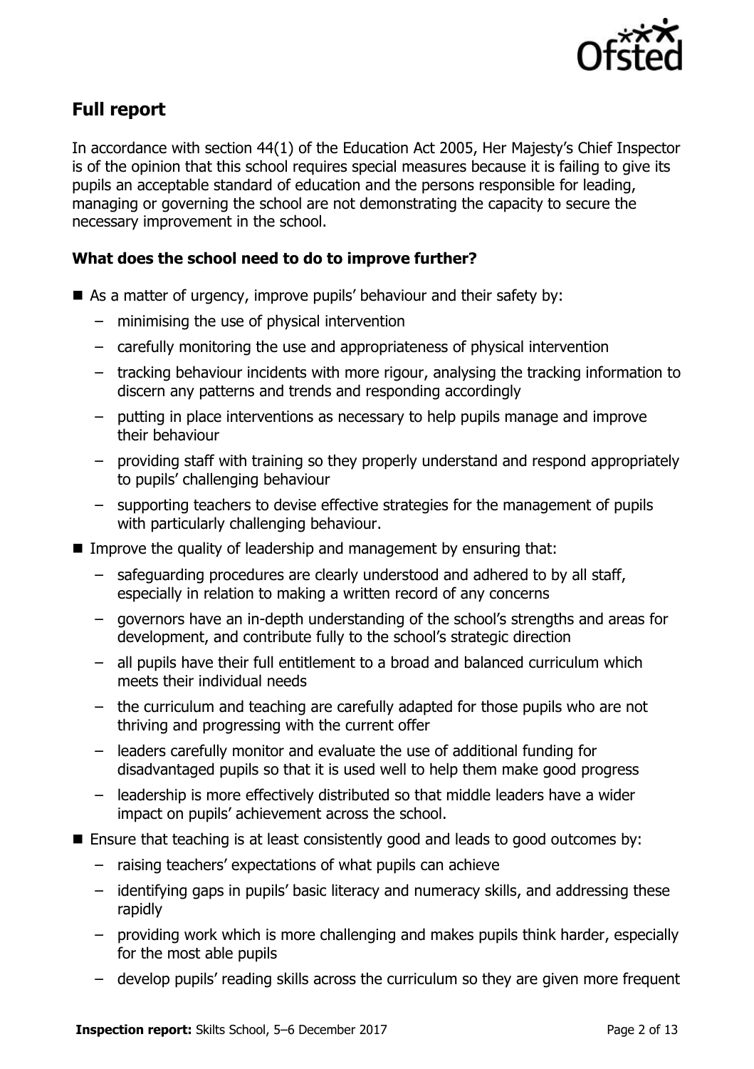## Full report

In accordance with section 44(1) of the Education Act 2005, Her Majesty's Chief Inspector is of the opinion that this school requires special measures because it is failing to give its pupils an acceptable standard of education and the persons responsible for leading, managing or governing the school are not demonstrating the capacity to secure the necessary improvement in the school.

### What does the school need to do to improve further?

- As a matter of urgency, improve pupils' behaviour and their safety by:
  - minimising the use of physical intervention
  - carefully monitoring the use and appropriateness of physical intervention
  - tracking behaviour incidents with more rigour, analysing the tracking information to discern any patterns and trends and responding accordingly
  - putting in place interventions as necessary to help pupils manage and improve their behaviour
  - providing staff with training so they properly understand and respond appropriately to pupils' challenging behaviour
  - supporting teachers to devise effective strategies for the management of pupils with particularly challenging behaviour.
- Improve the quality of leadership and management by ensuring that:
  - safeguarding procedures are clearly understood and adhered to by all staff, especially in relation to making a written record of any concerns
  - governors have an in-depth understanding of the school's strengths and areas for development, and contribute fully to the school's strategic direction
  - all pupils have their full entitlement to a broad and balanced curriculum which meets their individual needs
  - the curriculum and teaching are carefully adapted for those pupils who are not thriving and progressing with the current offer
  - leaders carefully monitor and evaluate the use of additional funding for disadvantaged pupils so that it is used well to help them make good progress
  - leadership is more effectively distributed so that middle leaders have a wider impact on pupils' achievement across the school.
- Ensure that teaching is at least consistently good and leads to good outcomes by:
  - raising teachers' expectations of what pupils can achieve
  - identifying gaps in pupils' basic literacy and numeracy skills, and addressing these rapidly
  - providing work which is more challenging and makes pupils think harder, especially for the most able pupils
  - develop pupils' reading skills across the curriculum so they are given more frequent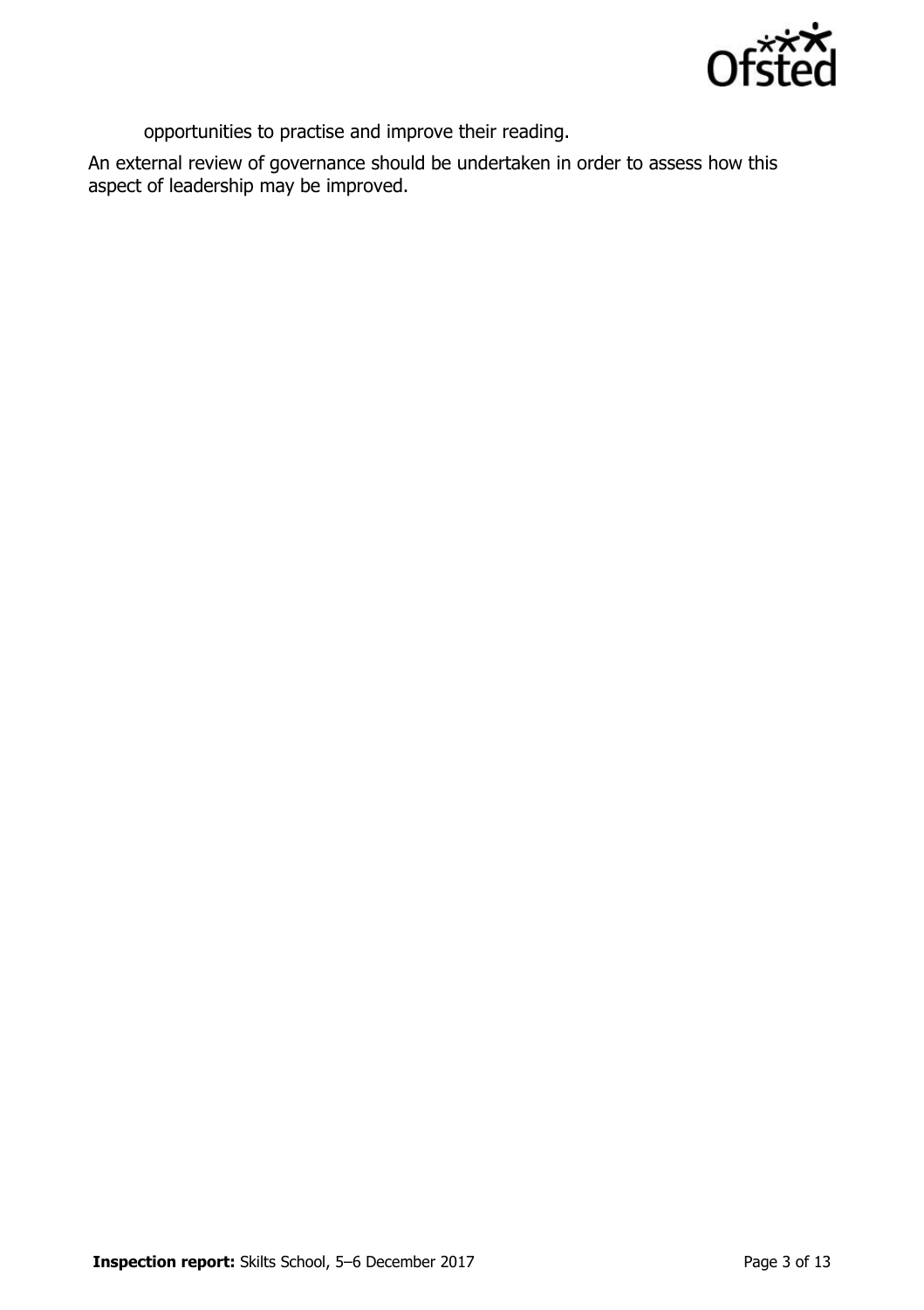opportunities to practise and improve their reading.

An external review of governance should be undertaken in order to assess how this aspect of leadership may be improved.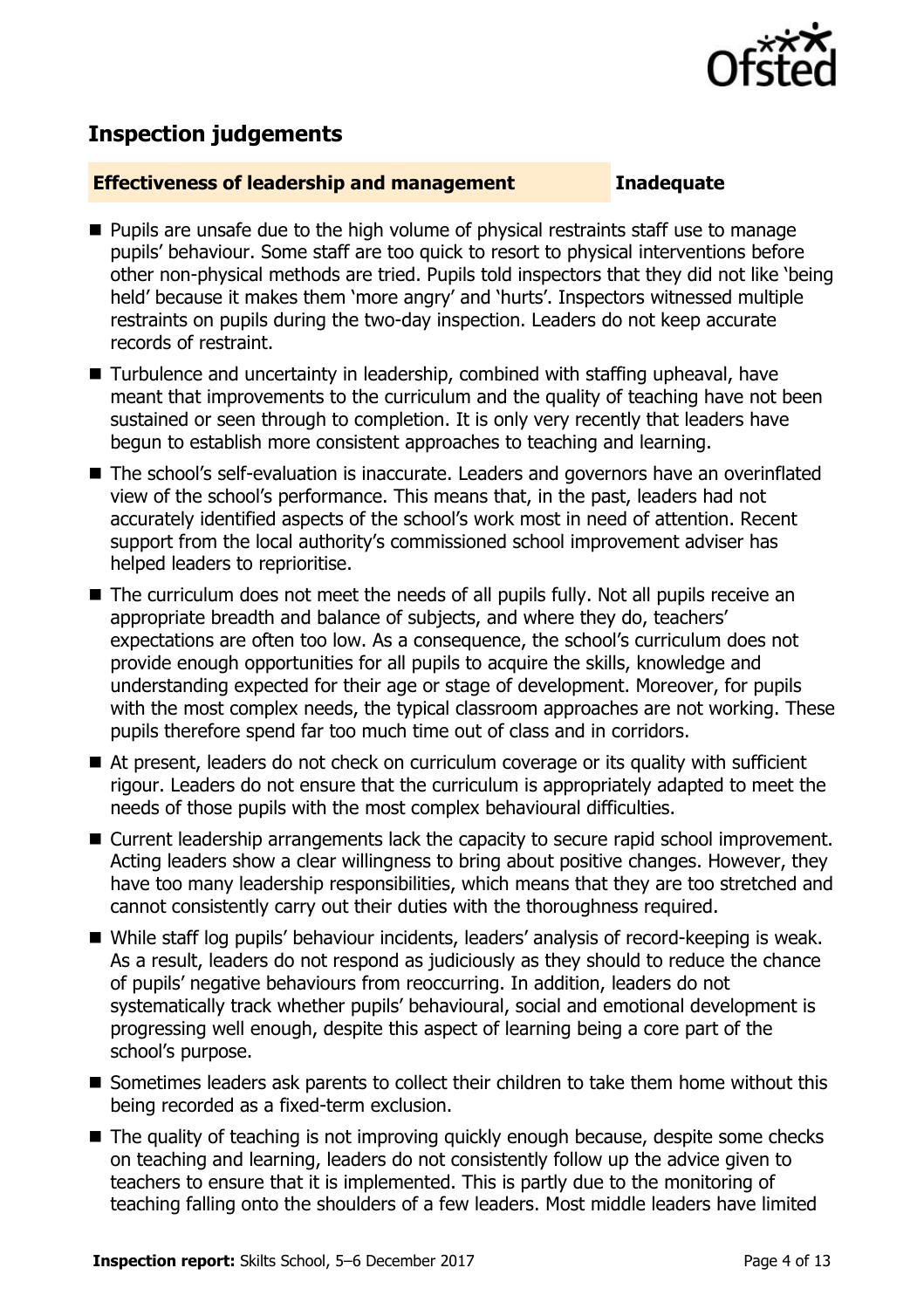## Inspection judgements

**Effectiveness of leadership and management** **Inadequate**

- Pupils are unsafe due to the high volume of physical restraints staff use to manage pupils' behaviour. Some staff are too quick to resort to physical interventions before other non-physical methods are tried. Pupils told inspectors that they did not like 'being held' because it makes them 'more angry' and 'hurts'. Inspectors witnessed multiple restraints on pupils during the two-day inspection. Leaders do not keep accurate records of restraint.
- Turbulence and uncertainty in leadership, combined with staffing upheaval, have meant that improvements to the curriculum and the quality of teaching have not been sustained or seen through to completion. It is only very recently that leaders have begun to establish more consistent approaches to teaching and learning.
- The school's self-evaluation is inaccurate. Leaders and governors have an overinflated view of the school's performance. This means that, in the past, leaders had not accurately identified aspects of the school's work most in need of attention. Recent support from the local authority's commissioned school improvement adviser has helped leaders to reprioritise.
- The curriculum does not meet the needs of all pupils fully. Not all pupils receive an appropriate breadth and balance of subjects, and where they do, teachers' expectations are often too low. As a consequence, the school's curriculum does not provide enough opportunities for all pupils to acquire the skills, knowledge and understanding expected for their age or stage of development. Moreover, for pupils with the most complex needs, the typical classroom approaches are not working. These pupils therefore spend far too much time out of class and in corridors.
- At present, leaders do not check on curriculum coverage or its quality with sufficient rigour. Leaders do not ensure that the curriculum is appropriately adapted to meet the needs of those pupils with the most complex behavioural difficulties.
- Current leadership arrangements lack the capacity to secure rapid school improvement. Acting leaders show a clear willingness to bring about positive changes. However, they have too many leadership responsibilities, which means that they are too stretched and cannot consistently carry out their duties with the thoroughness required.
- While staff log pupils' behaviour incidents, leaders' analysis of record-keeping is weak. As a result, leaders do not respond as judiciously as they should to reduce the chance of pupils' negative behaviours from reoccurring. In addition, leaders do not systematically track whether pupils' behavioural, social and emotional development is progressing well enough, despite this aspect of learning being a core part of the school's purpose.
- Sometimes leaders ask parents to collect their children to take them home without this being recorded as a fixed-term exclusion.
- The quality of teaching is not improving quickly enough because, despite some checks on teaching and learning, leaders do not consistently follow up the advice given to teachers to ensure that it is implemented. This is partly due to the monitoring of teaching falling onto the shoulders of a few leaders. Most middle leaders have limited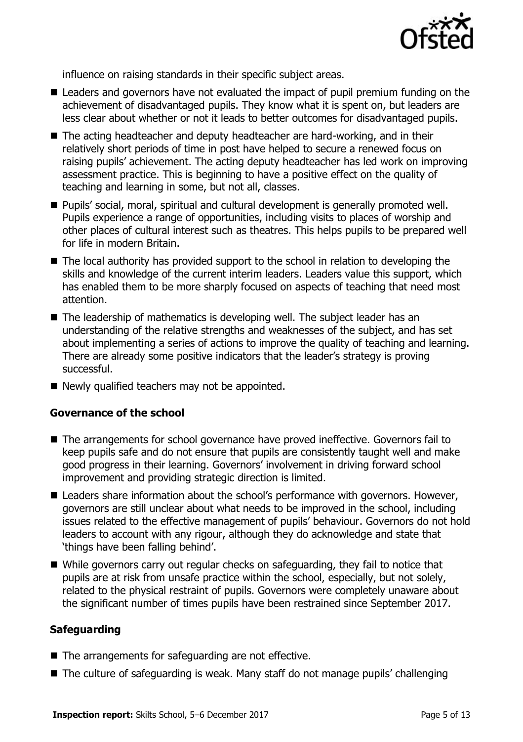influence on raising standards in their specific subject areas.

- Leaders and governors have not evaluated the impact of pupil premium funding on the achievement of disadvantaged pupils. They know what it is spent on, but leaders are less clear about whether or not it leads to better outcomes for disadvantaged pupils.
- The acting headteacher and deputy headteacher are hard-working, and in their relatively short periods of time in post have helped to secure a renewed focus on raising pupils' achievement. The acting deputy headteacher has led work on improving assessment practice. This is beginning to have a positive effect on the quality of teaching and learning in some, but not all, classes.
- Pupils' social, moral, spiritual and cultural development is generally promoted well. Pupils experience a range of opportunities, including visits to places of worship and other places of cultural interest such as theatres. This helps pupils to be prepared well for life in modern Britain.
- The local authority has provided support to the school in relation to developing the skills and knowledge of the current interim leaders. Leaders value this support, which has enabled them to be more sharply focused on aspects of teaching that need most attention.
- The leadership of mathematics is developing well. The subject leader has an understanding of the relative strengths and weaknesses of the subject, and has set about implementing a series of actions to improve the quality of teaching and learning. There are already some positive indicators that the leader's strategy is proving successful.
- Newly qualified teachers may not be appointed.

### Governance of the school

- The arrangements for school governance have proved ineffective. Governors fail to keep pupils safe and do not ensure that pupils are consistently taught well and make good progress in their learning. Governors' involvement in driving forward school improvement and providing strategic direction is limited.
- Leaders share information about the school's performance with governors. However, governors are still unclear about what needs to be improved in the school, including issues related to the effective management of pupils' behaviour. Governors do not hold leaders to account with any rigour, although they do acknowledge and state that 'things have been falling behind'.
- While governors carry out regular checks on safeguarding, they fail to notice that pupils are at risk from unsafe practice within the school, especially, but not solely, related to the physical restraint of pupils. Governors were completely unaware about the significant number of times pupils have been restrained since September 2017.

### Safeguarding

- The arrangements for safeguarding are not effective.
- The culture of safeguarding is weak. Many staff do not manage pupils' challenging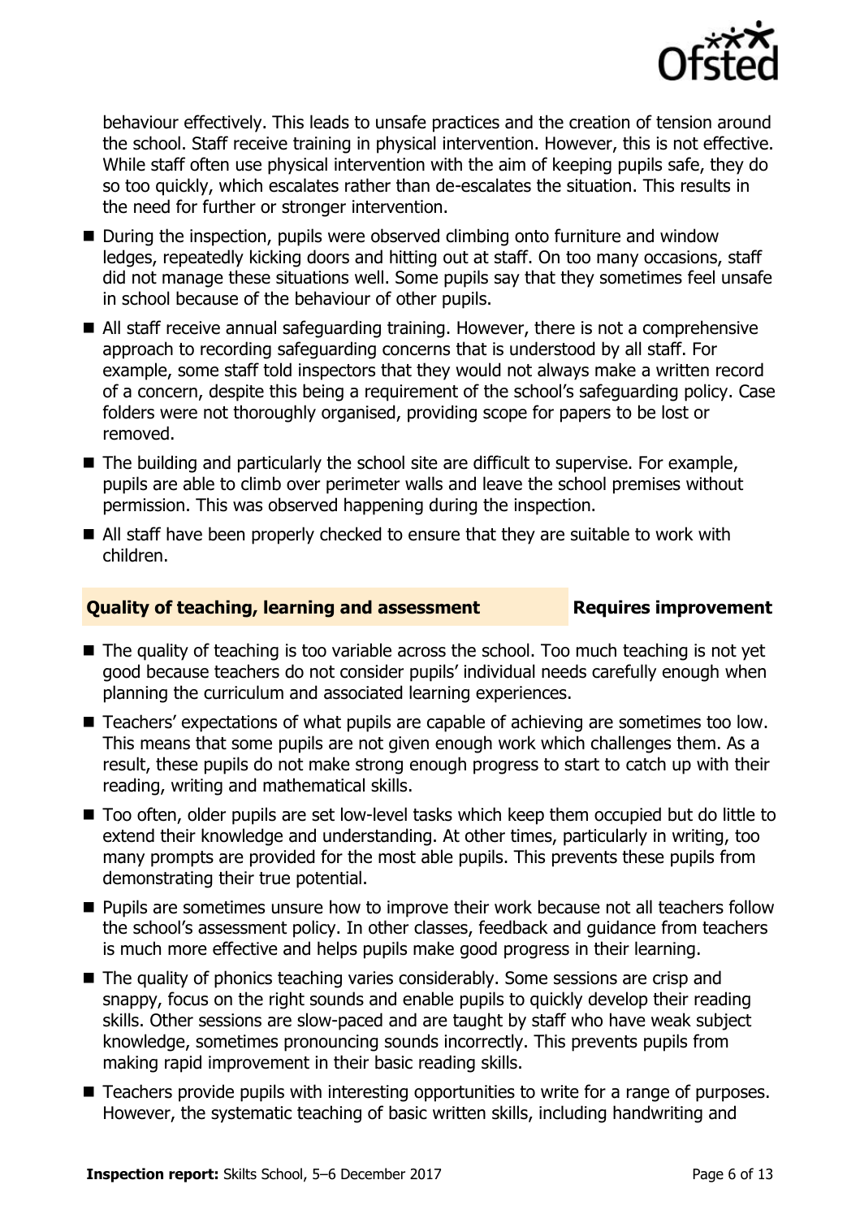behaviour effectively. This leads to unsafe practices and the creation of tension around the school. Staff receive training in physical intervention. However, this is not effective. While staff often use physical intervention with the aim of keeping pupils safe, they do so too quickly, which escalates rather than de-escalates the situation. This results in the need for further or stronger intervention.

- During the inspection, pupils were observed climbing onto furniture and window ledges, repeatedly kicking doors and hitting out at staff. On too many occasions, staff did not manage these situations well. Some pupils say that they sometimes feel unsafe in school because of the behaviour of other pupils.
- All staff receive annual safeguarding training. However, there is not a comprehensive approach to recording safeguarding concerns that is understood by all staff. For example, some staff told inspectors that they would not always make a written record of a concern, despite this being a requirement of the school's safeguarding policy. Case folders were not thoroughly organised, providing scope for papers to be lost or removed.
- The building and particularly the school site are difficult to supervise. For example, pupils are able to climb over perimeter walls and leave the school premises without permission. This was observed happening during the inspection.
- All staff have been properly checked to ensure that they are suitable to work with children.

## Quality of teaching, learning and assessment — Requires improvement

- The quality of teaching is too variable across the school. Too much teaching is not yet good because teachers do not consider pupils' individual needs carefully enough when planning the curriculum and associated learning experiences.
- Teachers' expectations of what pupils are capable of achieving are sometimes too low. This means that some pupils are not given enough work which challenges them. As a result, these pupils do not make strong enough progress to start to catch up with their reading, writing and mathematical skills.
- Too often, older pupils are set low-level tasks which keep them occupied but do little to extend their knowledge and understanding. At other times, particularly in writing, too many prompts are provided for the most able pupils. This prevents these pupils from demonstrating their true potential.
- Pupils are sometimes unsure how to improve their work because not all teachers follow the school's assessment policy. In other classes, feedback and guidance from teachers is much more effective and helps pupils make good progress in their learning.
- The quality of phonics teaching varies considerably. Some sessions are crisp and snappy, focus on the right sounds and enable pupils to quickly develop their reading skills. Other sessions are slow-paced and are taught by staff who have weak subject knowledge, sometimes pronouncing sounds incorrectly. This prevents pupils from making rapid improvement in their basic reading skills.
- Teachers provide pupils with interesting opportunities to write for a range of purposes. However, the systematic teaching of basic written skills, including handwriting and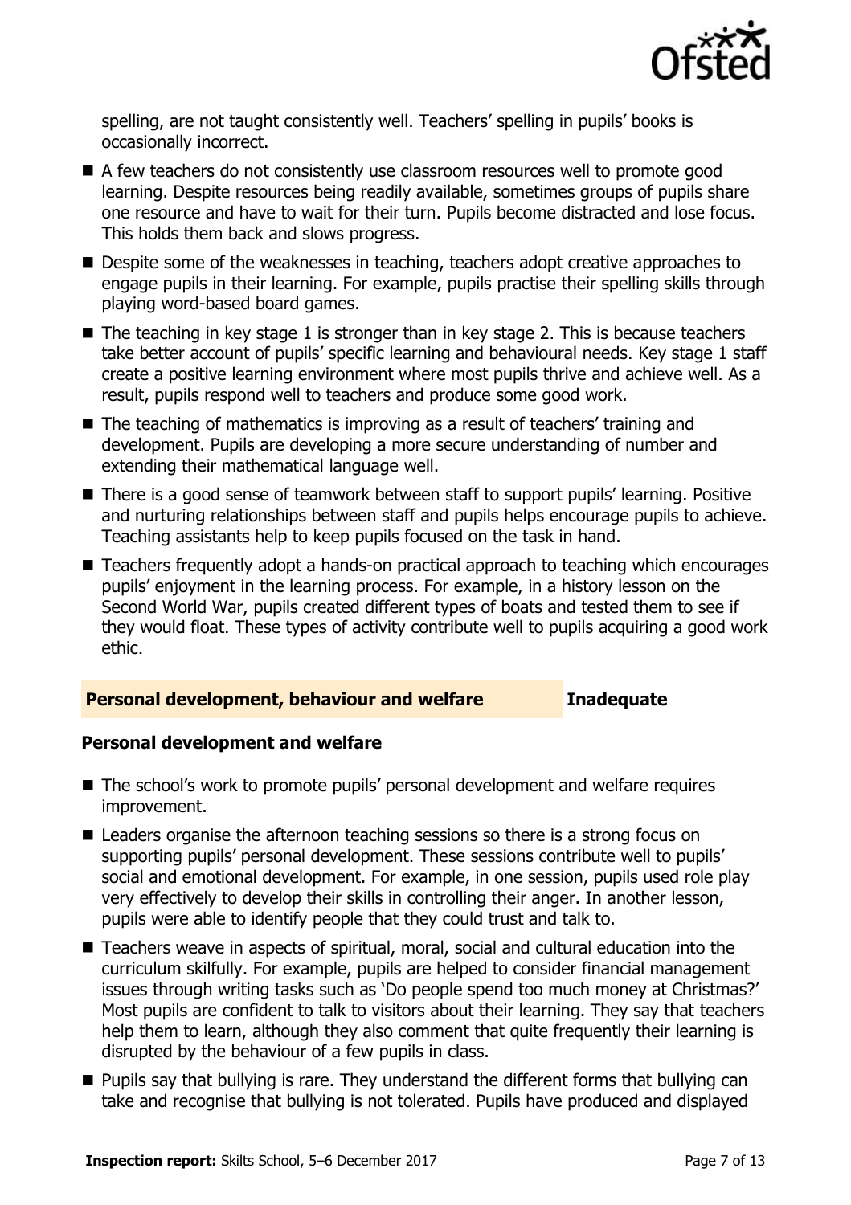spelling, are not taught consistently well. Teachers' spelling in pupils' books is occasionally incorrect.

- A few teachers do not consistently use classroom resources well to promote good learning. Despite resources being readily available, sometimes groups of pupils share one resource and have to wait for their turn. Pupils become distracted and lose focus. This holds them back and slows progress.
- Despite some of the weaknesses in teaching, teachers adopt creative approaches to engage pupils in their learning. For example, pupils practise their spelling skills through playing word-based board games.
- The teaching in key stage 1 is stronger than in key stage 2. This is because teachers take better account of pupils' specific learning and behavioural needs. Key stage 1 staff create a positive learning environment where most pupils thrive and achieve well. As a result, pupils respond well to teachers and produce some good work.
- The teaching of mathematics is improving as a result of teachers' training and development. Pupils are developing a more secure understanding of number and extending their mathematical language well.
- There is a good sense of teamwork between staff to support pupils' learning. Positive and nurturing relationships between staff and pupils helps encourage pupils to achieve. Teaching assistants help to keep pupils focused on the task in hand.
- Teachers frequently adopt a hands-on practical approach to teaching which encourages pupils' enjoyment in the learning process. For example, in a history lesson on the Second World War, pupils created different types of boats and tested them to see if they would float. These types of activity contribute well to pupils acquiring a good work ethic.

## Personal development, behaviour and welfare — Inadequate

### Personal development and welfare

- The school's work to promote pupils' personal development and welfare requires improvement.
- Leaders organise the afternoon teaching sessions so there is a strong focus on supporting pupils' personal development. These sessions contribute well to pupils' social and emotional development. For example, in one session, pupils used role play very effectively to develop their skills in controlling their anger. In another lesson, pupils were able to identify people that they could trust and talk to.
- Teachers weave in aspects of spiritual, moral, social and cultural education into the curriculum skilfully. For example, pupils are helped to consider financial management issues through writing tasks such as 'Do people spend too much money at Christmas?' Most pupils are confident to talk to visitors about their learning. They say that teachers help them to learn, although they also comment that quite frequently their learning is disrupted by the behaviour of a few pupils in class.
- Pupils say that bullying is rare. They understand the different forms that bullying can take and recognise that bullying is not tolerated. Pupils have produced and displayed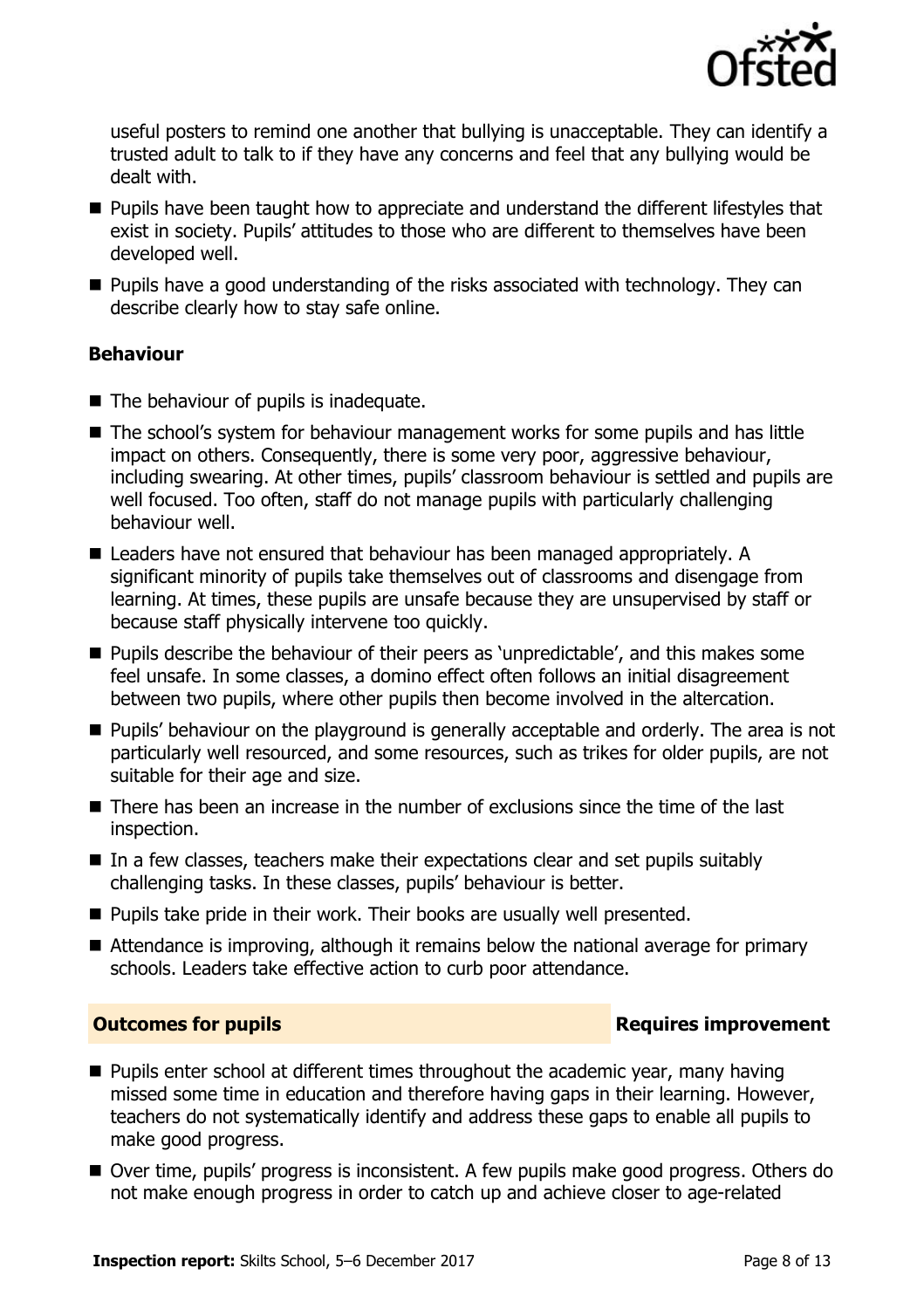useful posters to remind one another that bullying is unacceptable. They can identify a trusted adult to talk to if they have any concerns and feel that any bullying would be dealt with.

- Pupils have been taught how to appreciate and understand the different lifestyles that exist in society. Pupils' attitudes to those who are different to themselves have been developed well.
- Pupils have a good understanding of the risks associated with technology. They can describe clearly how to stay safe online.

### Behaviour

- The behaviour of pupils is inadequate.
- The school's system for behaviour management works for some pupils and has little impact on others. Consequently, there is some very poor, aggressive behaviour, including swearing. At other times, pupils' classroom behaviour is settled and pupils are well focused. Too often, staff do not manage pupils with particularly challenging behaviour well.
- Leaders have not ensured that behaviour has been managed appropriately. A significant minority of pupils take themselves out of classrooms and disengage from learning. At times, these pupils are unsafe because they are unsupervised by staff or because staff physically intervene too quickly.
- Pupils describe the behaviour of their peers as 'unpredictable', and this makes some feel unsafe. In some classes, a domino effect often follows an initial disagreement between two pupils, where other pupils then become involved in the altercation.
- Pupils' behaviour on the playground is generally acceptable and orderly. The area is not particularly well resourced, and some resources, such as trikes for older pupils, are not suitable for their age and size.
- There has been an increase in the number of exclusions since the time of the last inspection.
- In a few classes, teachers make their expectations clear and set pupils suitably challenging tasks. In these classes, pupils' behaviour is better.
- Pupils take pride in their work. Their books are usually well presented.
- Attendance is improving, although it remains below the national average for primary schools. Leaders take effective action to curb poor attendance.

## Outcomes for pupils — Requires improvement

- Pupils enter school at different times throughout the academic year, many having missed some time in education and therefore having gaps in their learning. However, teachers do not systematically identify and address these gaps to enable all pupils to make good progress.
- Over time, pupils' progress is inconsistent. A few pupils make good progress. Others do not make enough progress in order to catch up and achieve closer to age-related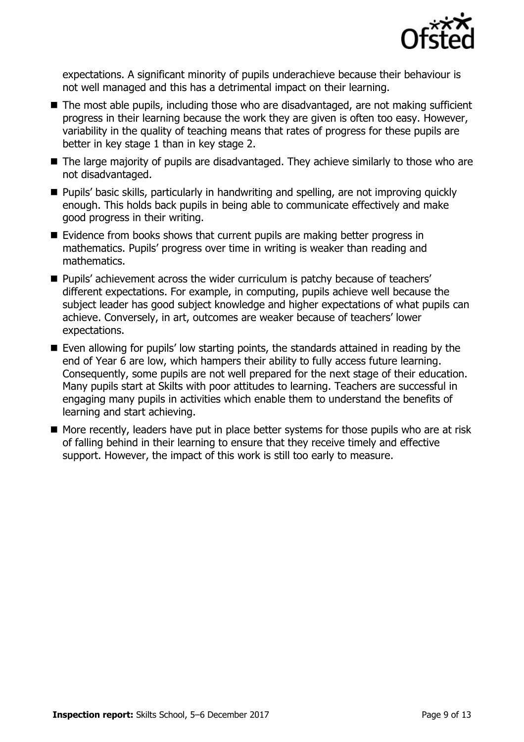expectations. A significant minority of pupils underachieve because their behaviour is not well managed and this has a detrimental impact on their learning.

- The most able pupils, including those who are disadvantaged, are not making sufficient progress in their learning because the work they are given is often too easy. However, variability in the quality of teaching means that rates of progress for these pupils are better in key stage 1 than in key stage 2.
- The large majority of pupils are disadvantaged. They achieve similarly to those who are not disadvantaged.
- Pupils' basic skills, particularly in handwriting and spelling, are not improving quickly enough. This holds back pupils in being able to communicate effectively and make good progress in their writing.
- Evidence from books shows that current pupils are making better progress in mathematics. Pupils' progress over time in writing is weaker than reading and mathematics.
- Pupils' achievement across the wider curriculum is patchy because of teachers' different expectations. For example, in computing, pupils achieve well because the subject leader has good subject knowledge and higher expectations of what pupils can achieve. Conversely, in art, outcomes are weaker because of teachers' lower expectations.
- Even allowing for pupils' low starting points, the standards attained in reading by the end of Year 6 are low, which hampers their ability to fully access future learning. Consequently, some pupils are not well prepared for the next stage of their education. Many pupils start at Skilts with poor attitudes to learning. Teachers are successful in engaging many pupils in activities which enable them to understand the benefits of learning and start achieving.
- More recently, leaders have put in place better systems for those pupils who are at risk of falling behind in their learning to ensure that they receive timely and effective support. However, the impact of this work is still too early to measure.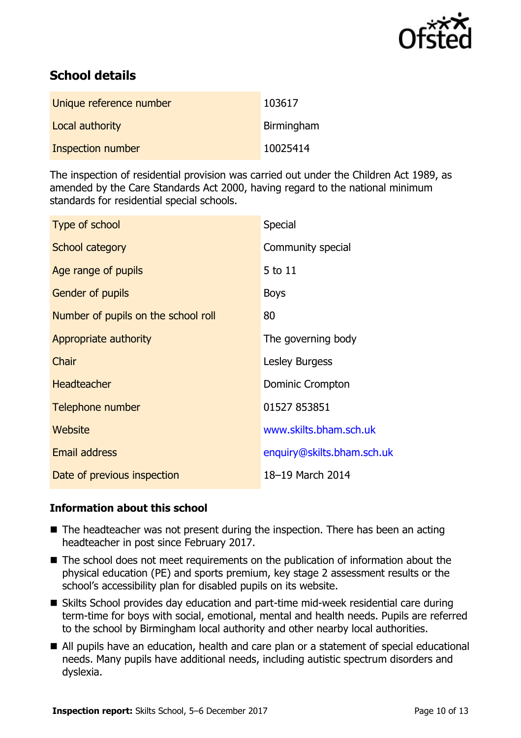## School details

| | |
|---|---|
| Unique reference number | 103617 |
| Local authority | Birmingham |
| Inspection number | 10025414 |

The inspection of residential provision was carried out under the Children Act 1989, as amended by the Care Standards Act 2000, having regard to the national minimum standards for residential special schools.

| | |
|---|---|
| Type of school | Special |
| School category | Community special |
| Age range of pupils | 5 to 11 |
| Gender of pupils | Boys |
| Number of pupils on the school roll | 80 |
| Appropriate authority | The governing body |
| Chair | Lesley Burgess |
| Headteacher | Dominic Crompton |
| Telephone number | 01527 853851 |
| Website | www.skilts.bham.sch.uk |
| Email address | enquiry@skilts.bham.sch.uk |
| Date of previous inspection | 18–19 March 2014 |

### Information about this school

- The headteacher was not present during the inspection. There has been an acting headteacher in post since February 2017.
- The school does not meet requirements on the publication of information about the physical education (PE) and sports premium, key stage 2 assessment results or the school's accessibility plan for disabled pupils on its website.
- Skilts School provides day education and part-time mid-week residential care during term-time for boys with social, emotional, mental and health needs. Pupils are referred to the school by Birmingham local authority and other nearby local authorities.
- All pupils have an education, health and care plan or a statement of special educational needs. Many pupils have additional needs, including autistic spectrum disorders and dyslexia.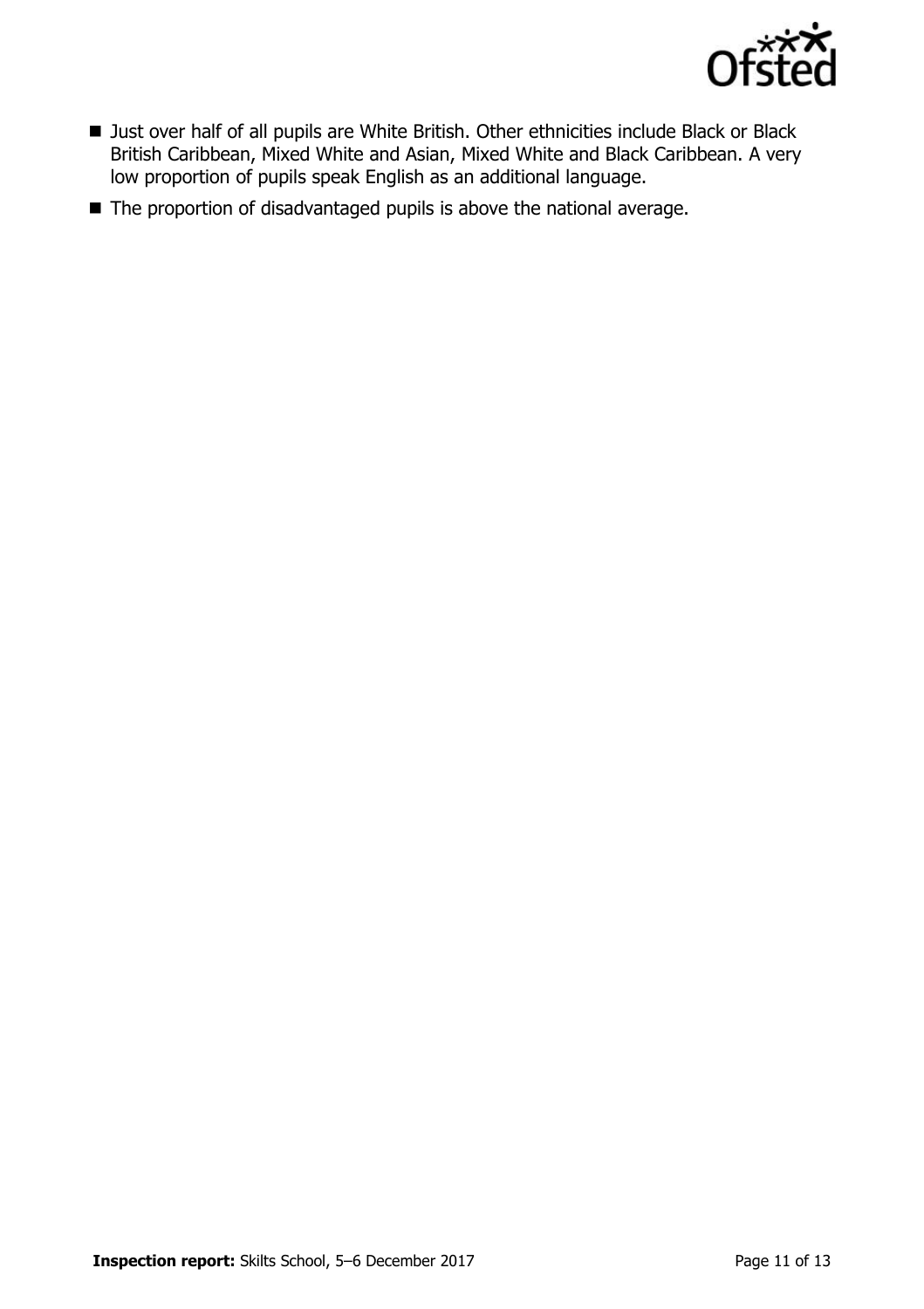- Just over half of all pupils are White British. Other ethnicities include Black or Black British Caribbean, Mixed White and Asian, Mixed White and Black Caribbean. A very low proportion of pupils speak English as an additional language.
- The proportion of disadvantaged pupils is above the national average.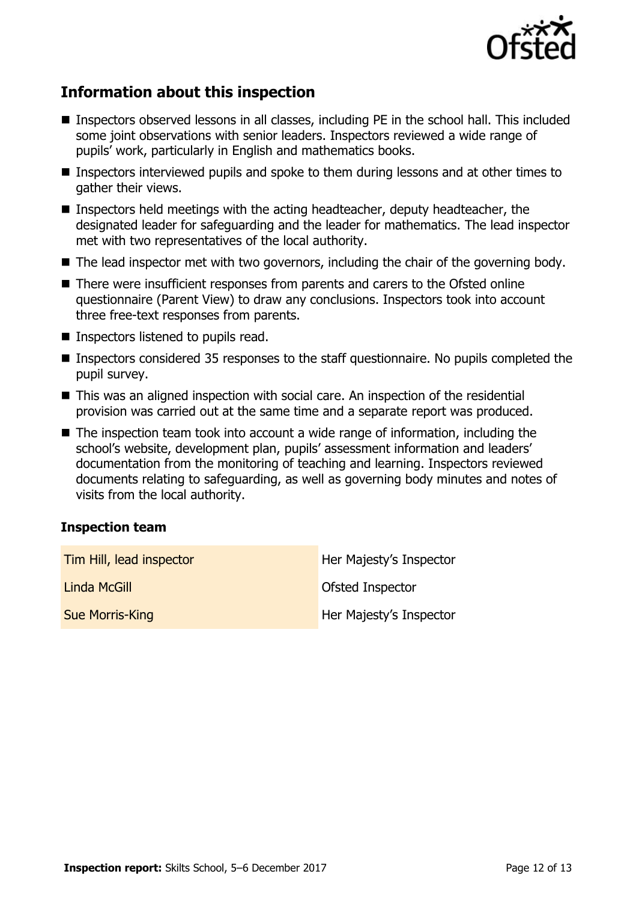## Information about this inspection

- Inspectors observed lessons in all classes, including PE in the school hall. This included some joint observations with senior leaders. Inspectors reviewed a wide range of pupils' work, particularly in English and mathematics books.
- Inspectors interviewed pupils and spoke to them during lessons and at other times to gather their views.
- Inspectors held meetings with the acting headteacher, deputy headteacher, the designated leader for safeguarding and the leader for mathematics. The lead inspector met with two representatives of the local authority.
- The lead inspector met with two governors, including the chair of the governing body.
- There were insufficient responses from parents and carers to the Ofsted online questionnaire (Parent View) to draw any conclusions. Inspectors took into account three free-text responses from parents.
- Inspectors listened to pupils read.
- Inspectors considered 35 responses to the staff questionnaire. No pupils completed the pupil survey.
- This was an aligned inspection with social care. An inspection of the residential provision was carried out at the same time and a separate report was produced.
- The inspection team took into account a wide range of information, including the school's website, development plan, pupils' assessment information and leaders' documentation from the monitoring of teaching and learning. Inspectors reviewed documents relating to safeguarding, as well as governing body minutes and notes of visits from the local authority.

### Inspection team

| | |
|---|---|
| Tim Hill, lead inspector | Her Majesty's Inspector |
| Linda McGill | Ofsted Inspector |
| Sue Morris-King | Her Majesty's Inspector |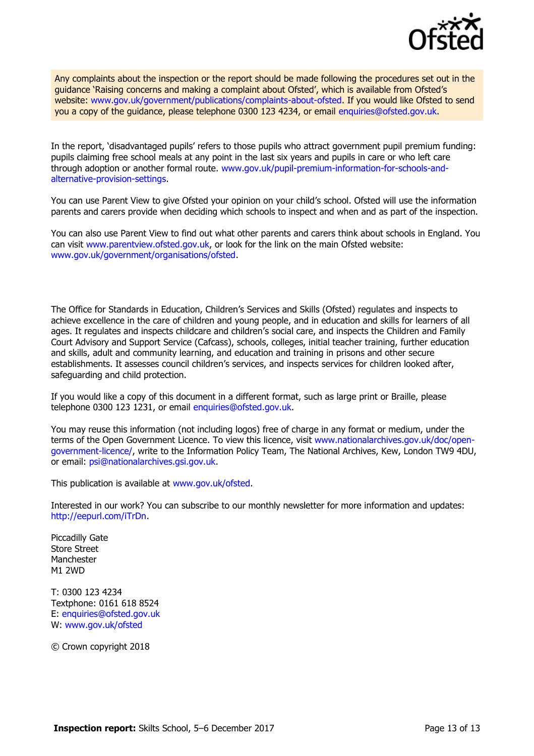Any complaints about the inspection or the report should be made following the procedures set out in the guidance 'Raising concerns and making a complaint about Ofsted', which is available from Ofsted's website: www.gov.uk/government/publications/complaints-about-ofsted. If you would like Ofsted to send you a copy of the guidance, please telephone 0300 123 4234, or email enquiries@ofsted.gov.uk.

In the report, 'disadvantaged pupils' refers to those pupils who attract government pupil premium funding: pupils claiming free school meals at any point in the last six years and pupils in care or who left care through adoption or another formal route. www.gov.uk/pupil-premium-information-for-schools-and-alternative-provision-settings.

You can use Parent View to give Ofsted your opinion on your child's school. Ofsted will use the information parents and carers provide when deciding which schools to inspect and when and as part of the inspection.

You can also use Parent View to find out what other parents and carers think about schools in England. You can visit www.parentview.ofsted.gov.uk, or look for the link on the main Ofsted website: www.gov.uk/government/organisations/ofsted.

The Office for Standards in Education, Children's Services and Skills (Ofsted) regulates and inspects to achieve excellence in the care of children and young people, and in education and skills for learners of all ages. It regulates and inspects childcare and children's social care, and inspects the Children and Family Court Advisory and Support Service (Cafcass), schools, colleges, initial teacher training, further education and skills, adult and community learning, and education and training in prisons and other secure establishments. It assesses council children's services, and inspects services for children looked after, safeguarding and child protection.

If you would like a copy of this document in a different format, such as large print or Braille, please telephone 0300 123 1231, or email enquiries@ofsted.gov.uk.

You may reuse this information (not including logos) free of charge in any format or medium, under the terms of the Open Government Licence. To view this licence, visit www.nationalarchives.gov.uk/doc/open-government-licence/, write to the Information Policy Team, The National Archives, Kew, London TW9 4DU, or email: psi@nationalarchives.gsi.gov.uk.

This publication is available at www.gov.uk/ofsted.

Interested in our work? You can subscribe to our monthly newsletter for more information and updates: http://eepurl.com/iTrDn.

Piccadilly Gate
Store Street
Manchester
M1 2WD

T: 0300 123 4234
Textphone: 0161 618 8524
E: enquiries@ofsted.gov.uk
W: www.gov.uk/ofsted

© Crown copyright 2018